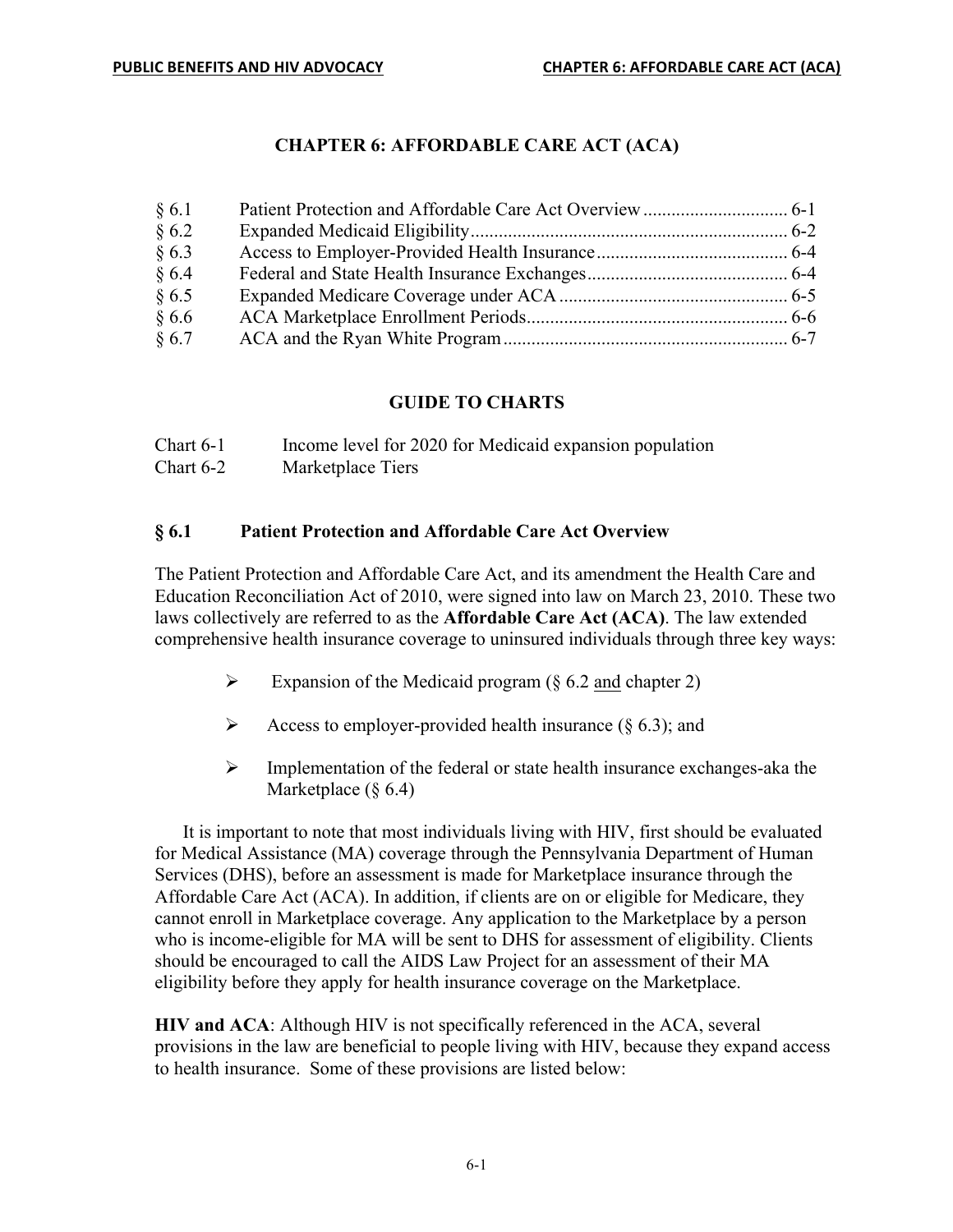# CHAPTER 6: AFFORDABLE CARE ACT (ACA)

| | | |
|---|---|---|
| § 6.1 | Patient Protection and Affordable Care Act Overview | 6-1 |
| § 6.2 | Expanded Medicaid Eligibility | 6-2 |
| § 6.3 | Access to Employer-Provided Health Insurance | 6-4 |
| § 6.4 | Federal and State Health Insurance Exchanges | 6-4 |
| § 6.5 | Expanded Medicare Coverage under ACA | 6-5 |
| § 6.6 | ACA Marketplace Enrollment Periods | 6-6 |
| § 6.7 | ACA and the Ryan White Program | 6-7 |

## GUIDE TO CHARTS

| | |
|---|---|
| Chart 6-1 | Income level for 2020 for Medicaid expansion population |
| Chart 6-2 | Marketplace Tiers |

## § 6.1 Patient Protection and Affordable Care Act Overview

The Patient Protection and Affordable Care Act, and its amendment the Health Care and Education Reconciliation Act of 2010, were signed into law on March 23, 2010. These two laws collectively are referred to as the **Affordable Care Act (ACA)**. The law extended comprehensive health insurance coverage to uninsured individuals through three key ways:

- Expansion of the Medicaid program (§ 6.2 and chapter 2)
- Access to employer-provided health insurance (§ 6.3); and
- Implementation of the federal or state health insurance exchanges-aka the Marketplace (§ 6.4)

It is important to note that most individuals living with HIV, first should be evaluated for Medical Assistance (MA) coverage through the Pennsylvania Department of Human Services (DHS), before an assessment is made for Marketplace insurance through the Affordable Care Act (ACA). In addition, if clients are on or eligible for Medicare, they cannot enroll in Marketplace coverage. Any application to the Marketplace by a person who is income-eligible for MA will be sent to DHS for assessment of eligibility. Clients should be encouraged to call the AIDS Law Project for an assessment of their MA eligibility before they apply for health insurance coverage on the Marketplace.

**HIV and ACA**: Although HIV is not specifically referenced in the ACA, several provisions in the law are beneficial to people living with HIV, because they expand access to health insurance. Some of these provisions are listed below: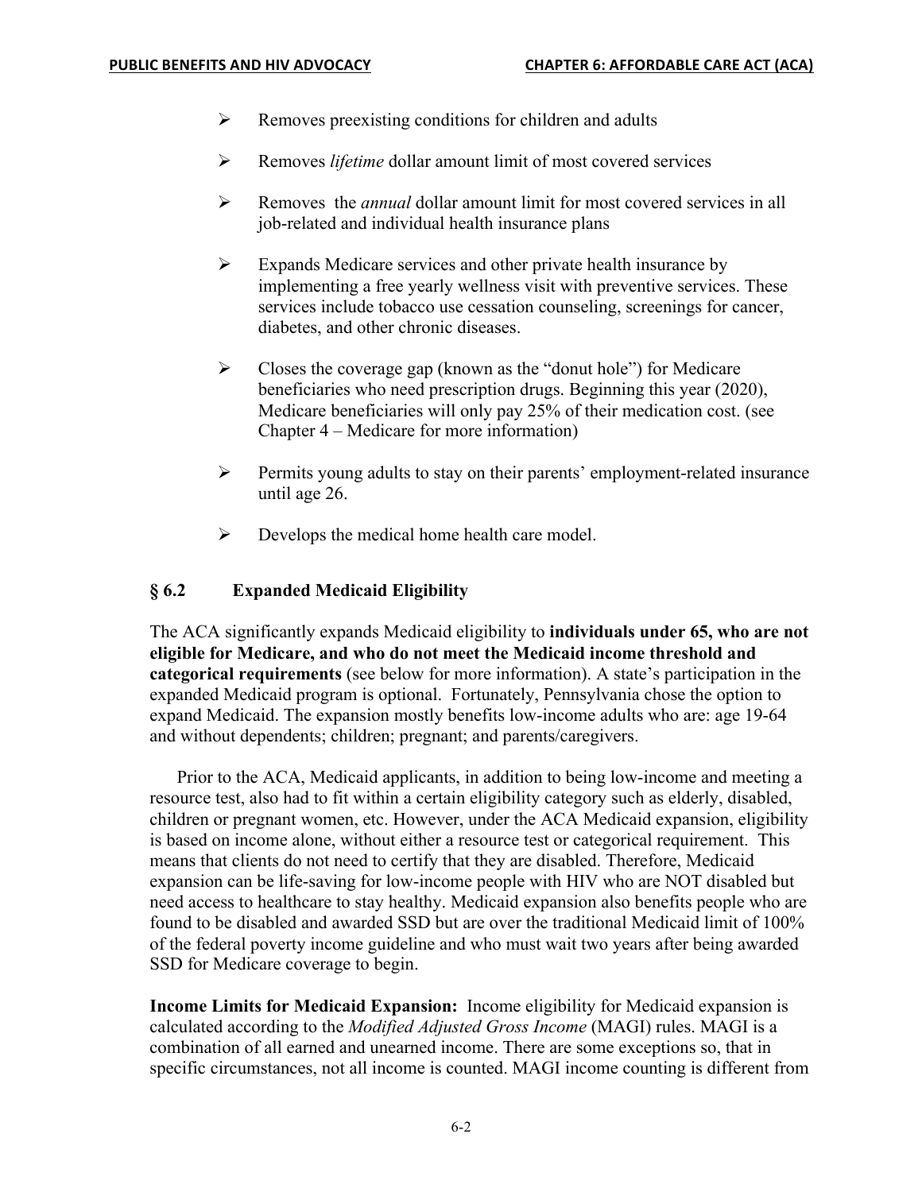- Removes preexisting conditions for children and adults
- Removes *lifetime* dollar amount limit of most covered services
- Removes the *annual* dollar amount limit for most covered services in all job-related and individual health insurance plans
- Expands Medicare services and other private health insurance by implementing a free yearly wellness visit with preventive services. These services include tobacco use cessation counseling, screenings for cancer, diabetes, and other chronic diseases.
- Closes the coverage gap (known as the "donut hole") for Medicare beneficiaries who need prescription drugs. Beginning this year (2020), Medicare beneficiaries will only pay 25% of their medication cost. (see Chapter 4 – Medicare for more information)
- Permits young adults to stay on their parents' employment-related insurance until age 26.
- Develops the medical home health care model.

## § 6.2 Expanded Medicaid Eligibility

The ACA significantly expands Medicaid eligibility to **individuals under 65, who are not eligible for Medicare, and who do not meet the Medicaid income threshold and categorical requirements** (see below for more information). A state's participation in the expanded Medicaid program is optional. Fortunately, Pennsylvania chose the option to expand Medicaid. The expansion mostly benefits low-income adults who are: age 19-64 and without dependents; children; pregnant; and parents/caregivers.

Prior to the ACA, Medicaid applicants, in addition to being low-income and meeting a resource test, also had to fit within a certain eligibility category such as elderly, disabled, children or pregnant women, etc. However, under the ACA Medicaid expansion, eligibility is based on income alone, without either a resource test or categorical requirement. This means that clients do not need to certify that they are disabled. Therefore, Medicaid expansion can be life-saving for low-income people with HIV who are NOT disabled but need access to healthcare to stay healthy. Medicaid expansion also benefits people who are found to be disabled and awarded SSD but are over the traditional Medicaid limit of 100% of the federal poverty income guideline and who must wait two years after being awarded SSD for Medicare coverage to begin.

**Income Limits for Medicaid Expansion:** Income eligibility for Medicaid expansion is calculated according to the *Modified Adjusted Gross Income* (MAGI) rules. MAGI is a combination of all earned and unearned income. There are some exceptions so, that in specific circumstances, not all income is counted. MAGI income counting is different from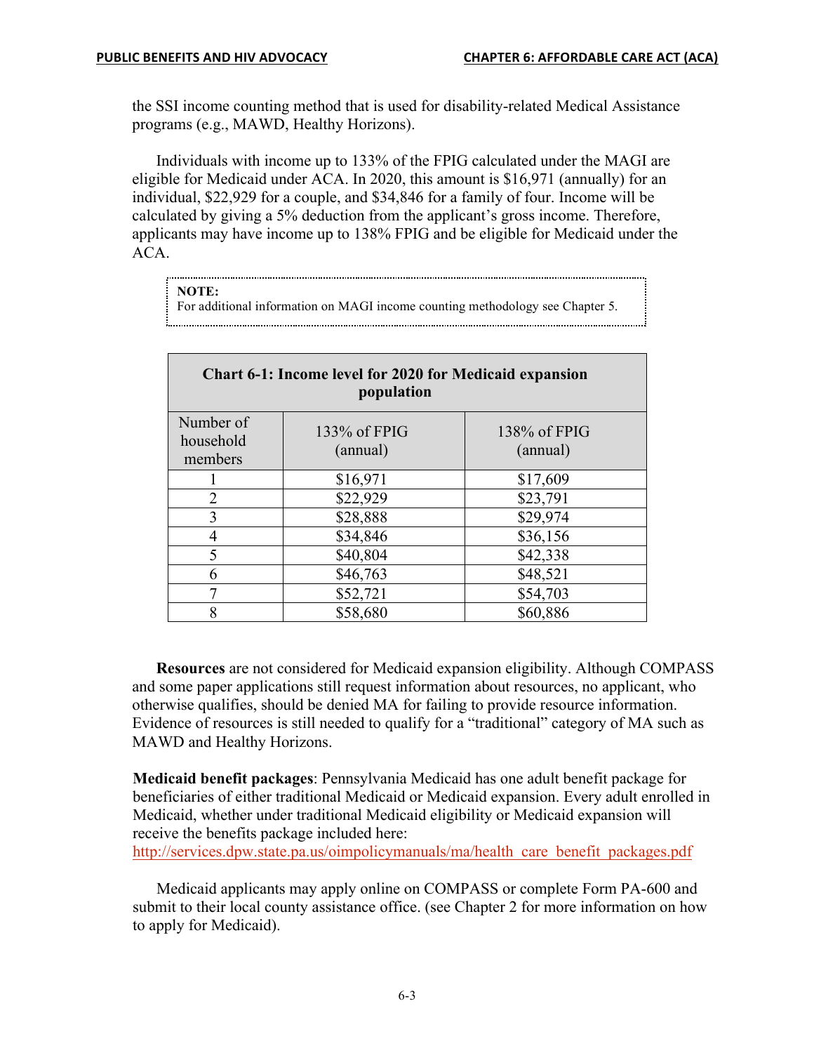the SSI income counting method that is used for disability-related Medical Assistance programs (e.g., MAWD, Healthy Horizons).

Individuals with income up to 133% of the FPIG calculated under the MAGI are eligible for Medicaid under ACA. In 2020, this amount is $16,971 (annually) for an individual, $22,929 for a couple, and $34,846 for a family of four. Income will be calculated by giving a 5% deduction from the applicant's gross income. Therefore, applicants may have income up to 138% FPIG and be eligible for Medicaid under the ACA.

> **NOTE:**
> For additional information on MAGI income counting methodology see Chapter 5.

**Chart 6-1: Income level for 2020 for Medicaid expansion population**

| Number of household members | 133% of FPIG (annual) | 138% of FPIG (annual) |
|---|---|---|
| 1 | $16,971 | $17,609 |
| 2 | $22,929 | $23,791 |
| 3 | $28,888 | $29,974 |
| 4 | $34,846 | $36,156 |
| 5 | $40,804 | $42,338 |
| 6 | $46,763 | $48,521 |
| 7 | $52,721 | $54,703 |
| 8 | $58,680 | $60,886 |

**Resources** are not considered for Medicaid expansion eligibility. Although COMPASS and some paper applications still request information about resources, no applicant, who otherwise qualifies, should be denied MA for failing to provide resource information. Evidence of resources is still needed to qualify for a "traditional" category of MA such as MAWD and Healthy Horizons.

**Medicaid benefit packages**: Pennsylvania Medicaid has one adult benefit package for beneficiaries of either traditional Medicaid or Medicaid expansion. Every adult enrolled in Medicaid, whether under traditional Medicaid eligibility or Medicaid expansion will receive the benefits package included here:
http://services.dpw.state.pa.us/oimpolicymanuals/ma/health_care_benefit_packages.pdf

Medicaid applicants may apply online on COMPASS or complete Form PA-600 and submit to their local county assistance office. (see Chapter 2 for more information on how to apply for Medicaid).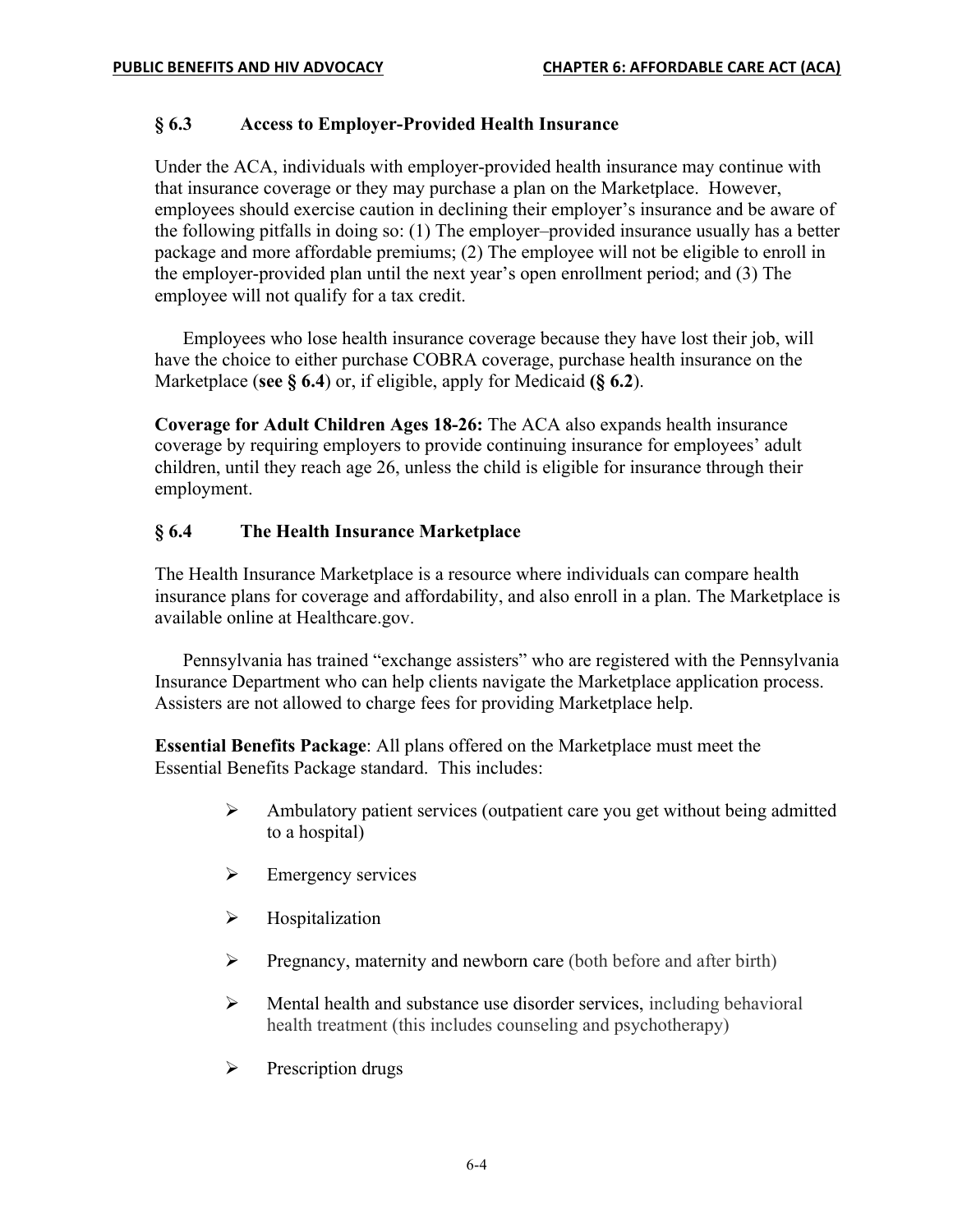## § 6.3 Access to Employer-Provided Health Insurance

Under the ACA, individuals with employer-provided health insurance may continue with that insurance coverage or they may purchase a plan on the Marketplace. However, employees should exercise caution in declining their employer's insurance and be aware of the following pitfalls in doing so: (1) The employer–provided insurance usually has a better package and more affordable premiums; (2) The employee will not be eligible to enroll in the employer-provided plan until the next year's open enrollment period; and (3) The employee will not qualify for a tax credit.

Employees who lose health insurance coverage because they have lost their job, will have the choice to either purchase COBRA coverage, purchase health insurance on the Marketplace (**see § 6.4**) or, if eligible, apply for Medicaid **(§ 6.2**).

**Coverage for Adult Children Ages 18-26:** The ACA also expands health insurance coverage by requiring employers to provide continuing insurance for employees' adult children, until they reach age 26, unless the child is eligible for insurance through their employment.

## § 6.4 The Health Insurance Marketplace

The Health Insurance Marketplace is a resource where individuals can compare health insurance plans for coverage and affordability, and also enroll in a plan. The Marketplace is available online at Healthcare.gov.

Pennsylvania has trained "exchange assisters" who are registered with the Pennsylvania Insurance Department who can help clients navigate the Marketplace application process. Assisters are not allowed to charge fees for providing Marketplace help.

**Essential Benefits Package**: All plans offered on the Marketplace must meet the Essential Benefits Package standard. This includes:

- Ambulatory patient services (outpatient care you get without being admitted to a hospital)
- Emergency services
- Hospitalization
- Pregnancy, maternity and newborn care (both before and after birth)
- Mental health and substance use disorder services, including behavioral health treatment (this includes counseling and psychotherapy)
- Prescription drugs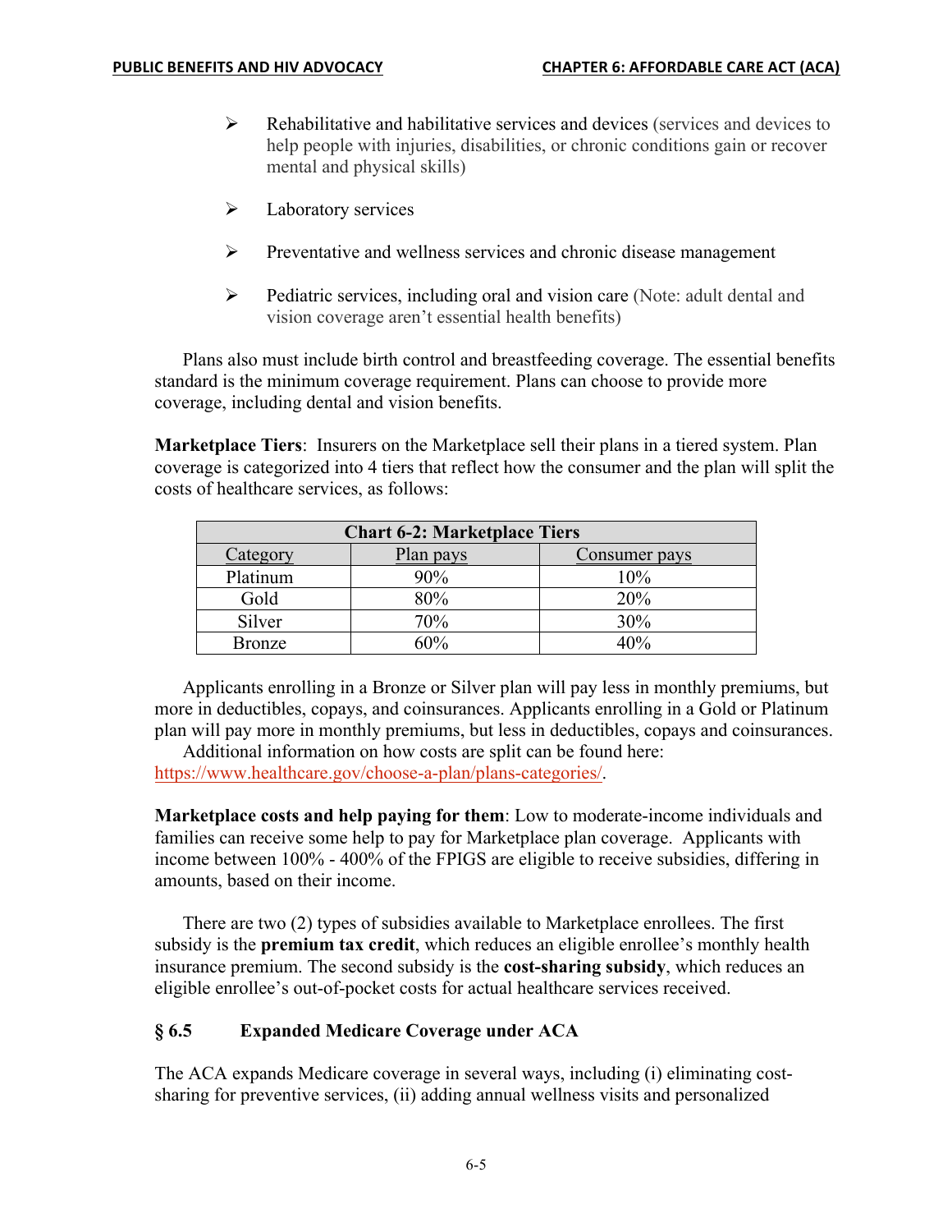- Rehabilitative and habilitative services and devices (services and devices to help people with injuries, disabilities, or chronic conditions gain or recover mental and physical skills)

- Laboratory services

- Preventative and wellness services and chronic disease management

- Pediatric services, including oral and vision care (Note: adult dental and vision coverage aren't essential health benefits)

Plans also must include birth control and breastfeeding coverage. The essential benefits standard is the minimum coverage requirement. Plans can choose to provide more coverage, including dental and vision benefits.

**Marketplace Tiers**: Insurers on the Marketplace sell their plans in a tiered system. Plan coverage is categorized into 4 tiers that reflect how the consumer and the plan will split the costs of healthcare services, as follows:

| **Chart 6-2: Marketplace Tiers** | | |
|---|---|---|
| Category | Plan pays | Consumer pays |
| Platinum | 90% | 10% |
| Gold | 80% | 20% |
| Silver | 70% | 30% |
| Bronze | 60% | 40% |

Applicants enrolling in a Bronze or Silver plan will pay less in monthly premiums, but more in deductibles, copays, and coinsurances. Applicants enrolling in a Gold or Platinum plan will pay more in monthly premiums, but less in deductibles, copays and coinsurances.

Additional information on how costs are split can be found here: https://www.healthcare.gov/choose-a-plan/plans-categories/.

**Marketplace costs and help paying for them**: Low to moderate-income individuals and families can receive some help to pay for Marketplace plan coverage. Applicants with income between 100% - 400% of the FPIGS are eligible to receive subsidies, differing in amounts, based on their income.

There are two (2) types of subsidies available to Marketplace enrollees. The first subsidy is the **premium tax credit**, which reduces an eligible enrollee's monthly health insurance premium. The second subsidy is the **cost-sharing subsidy**, which reduces an eligible enrollee's out-of-pocket costs for actual healthcare services received.

## § 6.5 Expanded Medicare Coverage under ACA

The ACA expands Medicare coverage in several ways, including (i) eliminating cost-sharing for preventive services, (ii) adding annual wellness visits and personalized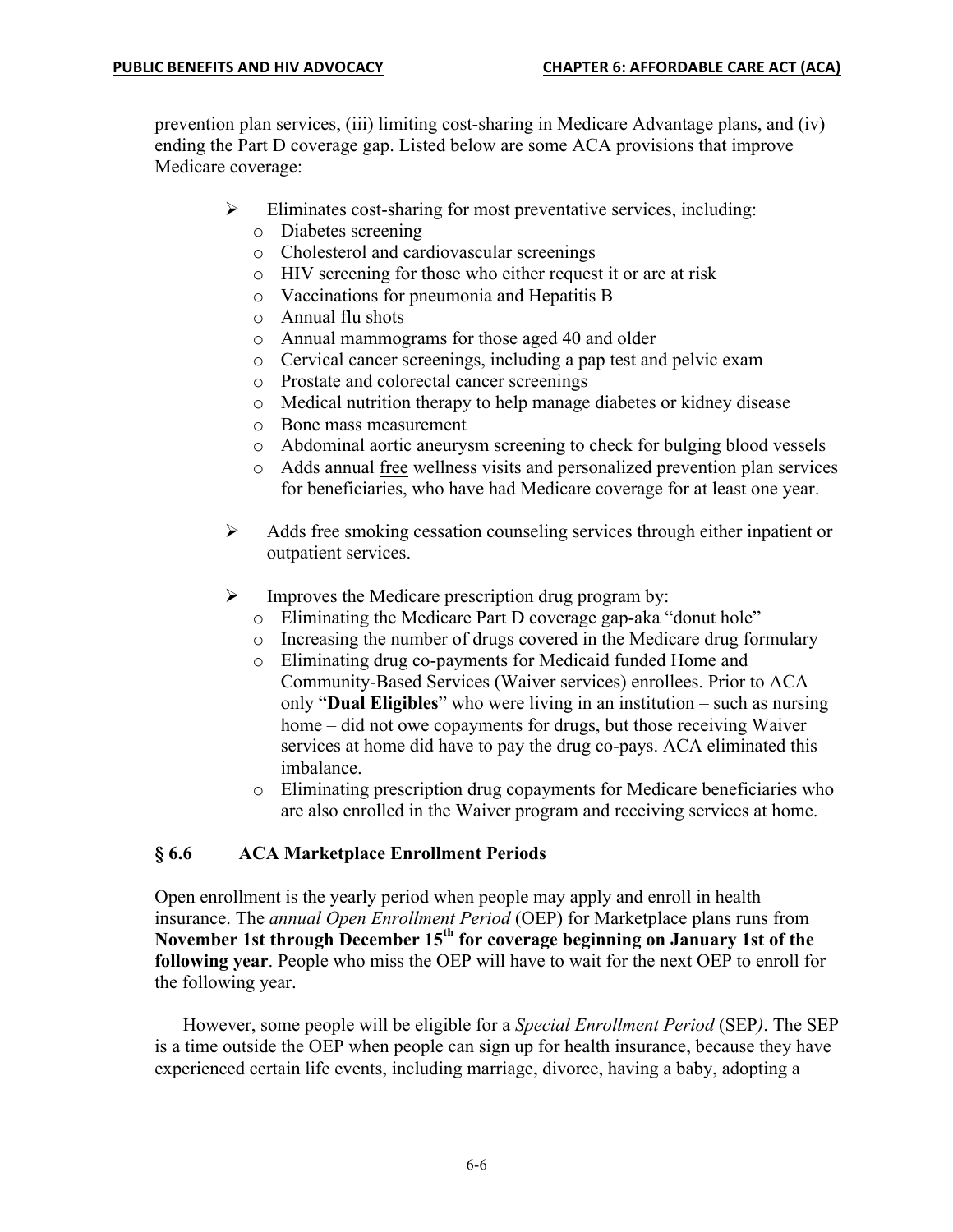prevention plan services, (iii) limiting cost-sharing in Medicare Advantage plans, and (iv) ending the Part D coverage gap. Listed below are some ACA provisions that improve Medicare coverage:

- Eliminates cost-sharing for most preventative services, including:
  - Diabetes screening
  - Cholesterol and cardiovascular screenings
  - HIV screening for those who either request it or are at risk
  - Vaccinations for pneumonia and Hepatitis B
  - Annual flu shots
  - Annual mammograms for those aged 40 and older
  - Cervical cancer screenings, including a pap test and pelvic exam
  - Prostate and colorectal cancer screenings
  - Medical nutrition therapy to help manage diabetes or kidney disease
  - Bone mass measurement
  - Abdominal aortic aneurysm screening to check for bulging blood vessels
  - Adds annual <u>free</u> wellness visits and personalized prevention plan services for beneficiaries, who have had Medicare coverage for at least one year.

- Adds free smoking cessation counseling services through either inpatient or outpatient services.

- Improves the Medicare prescription drug program by:
  - Eliminating the Medicare Part D coverage gap-aka "donut hole"
  - Increasing the number of drugs covered in the Medicare drug formulary
  - Eliminating drug co-payments for Medicaid funded Home and Community-Based Services (Waiver services) enrollees. Prior to ACA only "**Dual Eligibles**" who were living in an institution – such as nursing home – did not owe copayments for drugs, but those receiving Waiver services at home did have to pay the drug co-pays. ACA eliminated this imbalance.
  - Eliminating prescription drug copayments for Medicare beneficiaries who are also enrolled in the Waiver program and receiving services at home.

## § 6.6 ACA Marketplace Enrollment Periods

Open enrollment is the yearly period when people may apply and enroll in health insurance. The *annual Open Enrollment Period* (OEP) for Marketplace plans runs from **November 1st through December 15th for coverage beginning on January 1st of the following year**. People who miss the OEP will have to wait for the next OEP to enroll for the following year.

However, some people will be eligible for a *Special Enrollment Period* (SEP). The SEP is a time outside the OEP when people can sign up for health insurance, because they have experienced certain life events, including marriage, divorce, having a baby, adopting a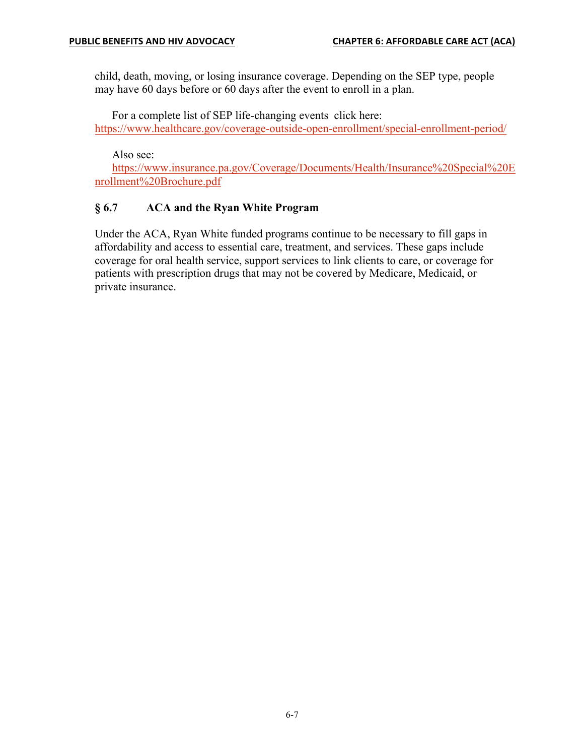child, death, moving, or losing insurance coverage. Depending on the SEP type, people may have 60 days before or 60 days after the event to enroll in a plan.

For a complete list of SEP life-changing events click here: https://www.healthcare.gov/coverage-outside-open-enrollment/special-enrollment-period/

Also see: https://www.insurance.pa.gov/Coverage/Documents/Health/Insurance%20Special%20Enrollment%20Brochure.pdf

## § 6.7 ACA and the Ryan White Program

Under the ACA, Ryan White funded programs continue to be necessary to fill gaps in affordability and access to essential care, treatment, and services. These gaps include coverage for oral health service, support services to link clients to care, or coverage for patients with prescription drugs that may not be covered by Medicare, Medicaid, or private insurance.